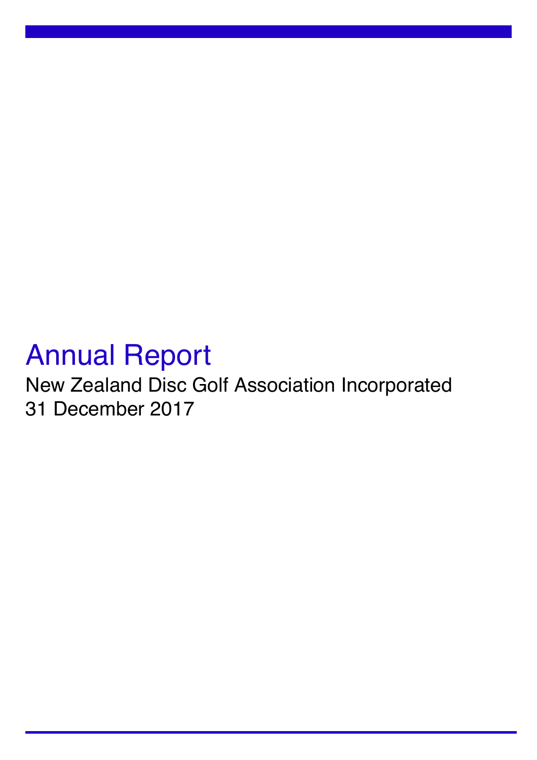# Annual Report

New Zealand Disc Golf Association Incorporated

31 December 2017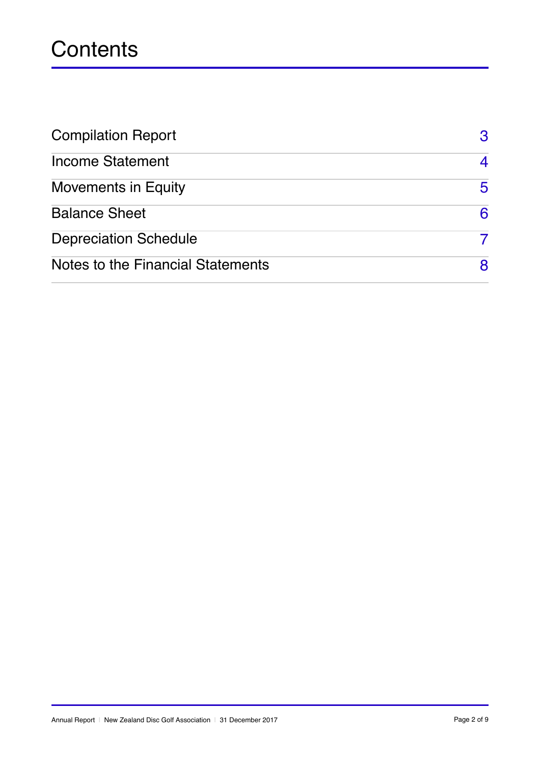# Contents

| | |
|---|---|
| Compilation Report | 3 |
| Income Statement | 4 |
| Movements in Equity | 5 |
| Balance Sheet | 6 |
| Depreciation Schedule | 7 |
| Notes to the Financial Statements | 8 |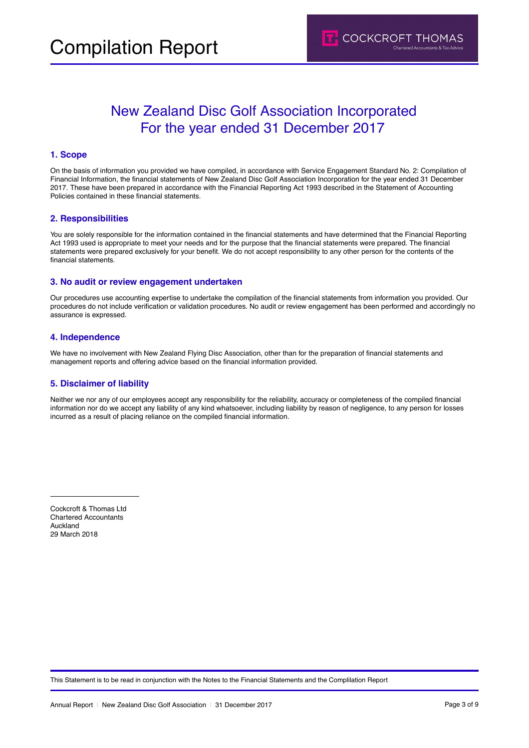# Compilation Report

COCKCROFT THOMAS
Chartered Accountants & Tax Advice

## New Zealand Disc Golf Association Incorporated
## For the year ended 31 December 2017

### 1. Scope

On the basis of information you provided we have compiled, in accordance with Service Engagement Standard No. 2: Compilation of Financial Information, the financial statements of New Zealand Disc Golf Association Incorporation for the year ended 31 December 2017. These have been prepared in accordance with the Financial Reporting Act 1993 described in the Statement of Accounting Policies contained in these financial statements.

### 2. Responsibilities

You are solely responsible for the information contained in the financial statements and have determined that the Financial Reporting Act 1993 used is appropriate to meet your needs and for the purpose that the financial statements were prepared. The financial statements were prepared exclusively for your benefit. We do not accept responsibility to any other person for the contents of the financial statements.

### 3. No audit or review engagement undertaken

Our procedures use accounting expertise to undertake the compilation of the financial statements from information you provided. Our procedures do not include verification or validation procedures. No audit or review engagement has been performed and accordingly no assurance is expressed.

### 4. Independence

We have no involvement with New Zealand Flying Disc Association, other than for the preparation of financial statements and management reports and offering advice based on the financial information provided.

### 5. Disclaimer of liability

Neither we nor any of our employees accept any responsibility for the reliability, accuracy or completeness of the compiled financial information nor do we accept any liability of any kind whatsoever, including liability by reason of negligence, to any person for losses incurred as a result of placing reliance on the compiled financial information.

Cockcroft & Thomas Ltd
Chartered Accountants
Auckland
29 March 2018

This Statement is to be read in conjunction with the Notes to the Financial Statements and the Compilation Report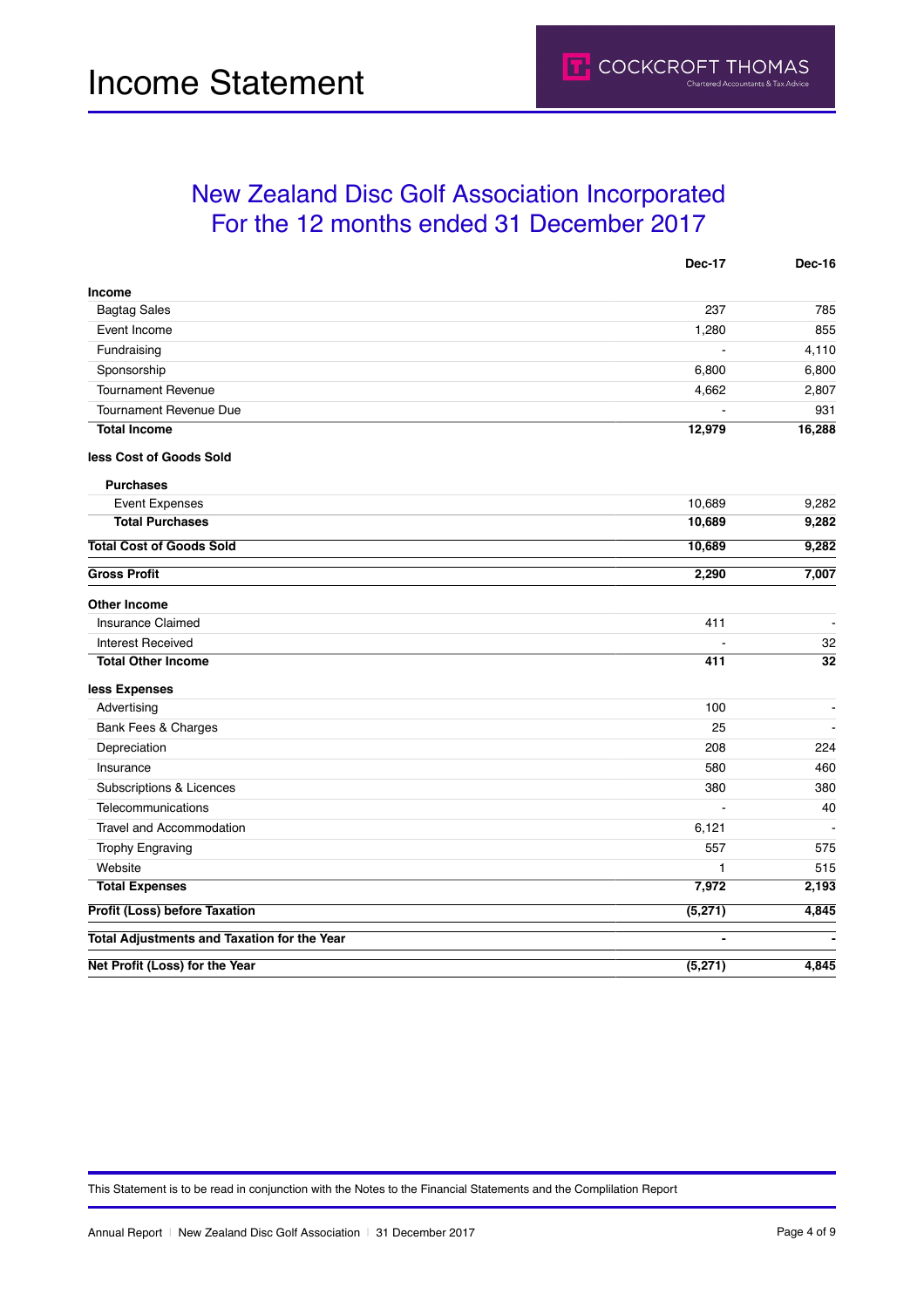# Income Statement

COCKCROFT THOMAS
Chartered Accountants & Tax Advice

## New Zealand Disc Golf Association Incorporated
## For the 12 months ended 31 December 2017

| | Dec-17 | Dec-16 |
|---|---|---|
| **Income** | | |
| Bagtag Sales | 237 | 785 |
| Event Income | 1,280 | 855 |
| Fundraising | - | 4,110 |
| Sponsorship | 6,800 | 6,800 |
| Tournament Revenue | 4,662 | 2,807 |
| Tournament Revenue Due | - | 931 |
| **Total Income** | **12,979** | **16,288** |
| **less Cost of Goods Sold** | | |
| **Purchases** | | |
| Event Expenses | 10,689 | 9,282 |
| **Total Purchases** | **10,689** | **9,282** |
| **Total Cost of Goods Sold** | **10,689** | **9,282** |
| **Gross Profit** | **2,290** | **7,007** |
| **Other Income** | | |
| Insurance Claimed | 411 | - |
| Interest Received | - | 32 |
| **Total Other Income** | **411** | **32** |
| **less Expenses** | | |
| Advertising | 100 | - |
| Bank Fees & Charges | 25 | - |
| Depreciation | 208 | 224 |
| Insurance | 580 | 460 |
| Subscriptions & Licences | 380 | 380 |
| Telecommunications | - | 40 |
| Travel and Accommodation | 6,121 | - |
| Trophy Engraving | 557 | 575 |
| Website | 1 | 515 |
| **Total Expenses** | **7,972** | **2,193** |
| **Profit (Loss) before Taxation** | **(5,271)** | **4,845** |
| **Total Adjustments and Taxation for the Year** | **-** | **-** |
| **Net Profit (Loss) for the Year** | **(5,271)** | **4,845** |

This Statement is to be read in conjunction with the Notes to the Financial Statements and the Compilation Report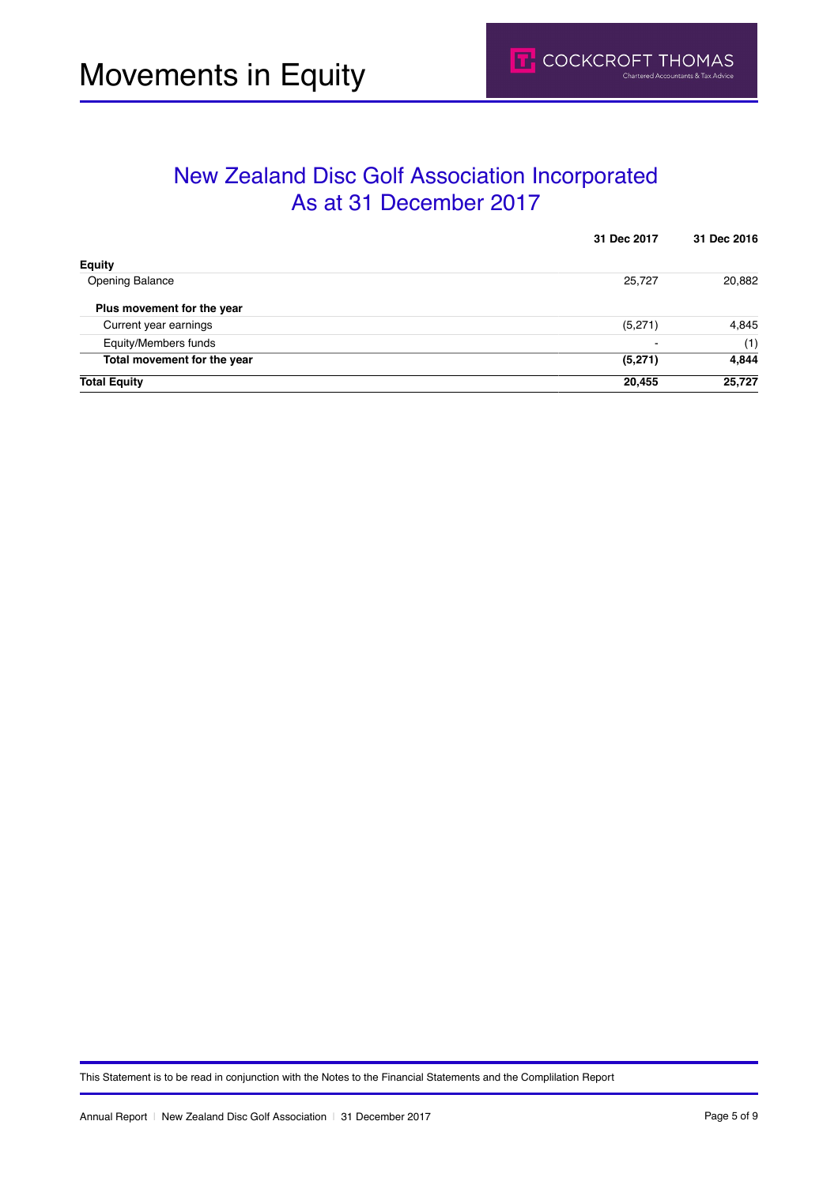# Movements in Equity

## New Zealand Disc Golf Association Incorporated
## As at 31 December 2017

| | 31 Dec 2017 | 31 Dec 2016 |
|---|---|---|
| **Equity** | | |
| Opening Balance | 25,727 | 20,882 |
| **Plus movement for the year** | | |
| Current year earnings | (5,271) | 4,845 |
| Equity/Members funds | - | (1) |
| **Total movement for the year** | **(5,271)** | **4,844** |
| **Total Equity** | **20,455** | **25,727** |

This Statement is to be read in conjunction with the Notes to the Financial Statements and the Compilation Report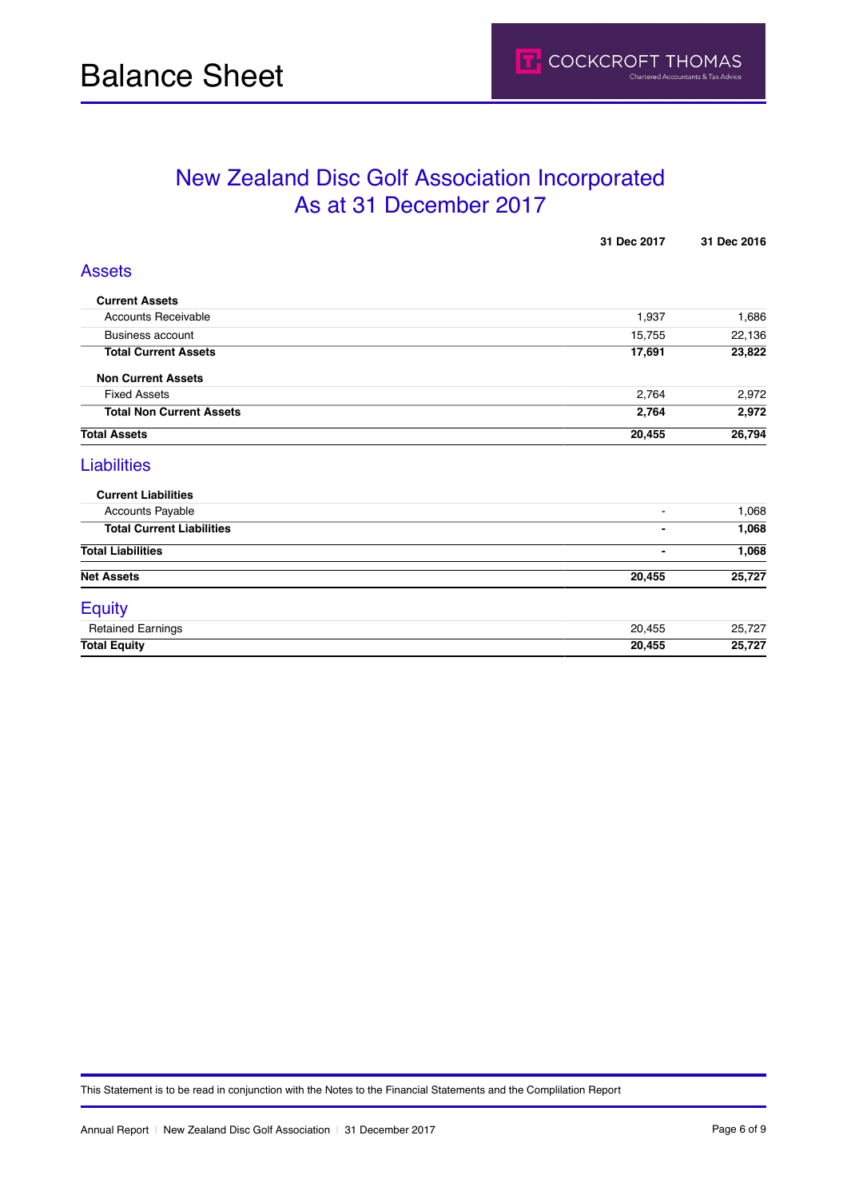# Balance Sheet

## New Zealand Disc Golf Association Incorporated
## As at 31 December 2017

| | 31 Dec 2017 | 31 Dec 2016 |
|---|---|---|
| **Assets** | | |
| **Current Assets** | | |
| Accounts Receivable | 1,937 | 1,686 |
| Business account | 15,755 | 22,136 |
| **Total Current Assets** | **17,691** | **23,822** |
| **Non Current Assets** | | |
| Fixed Assets | 2,764 | 2,972 |
| **Total Non Current Assets** | **2,764** | **2,972** |
| **Total Assets** | **20,455** | **26,794** |
| **Liabilities** | | |
| **Current Liabilities** | | |
| Accounts Payable | - | 1,068 |
| **Total Current Liabilities** | **-** | **1,068** |
| **Total Liabilities** | **-** | **1,068** |
| **Net Assets** | **20,455** | **25,727** |
| **Equity** | | |
| Retained Earnings | 20,455 | 25,727 |
| **Total Equity** | **20,455** | **25,727** |

This Statement is to be read in conjunction with the Notes to the Financial Statements and the Compilation Report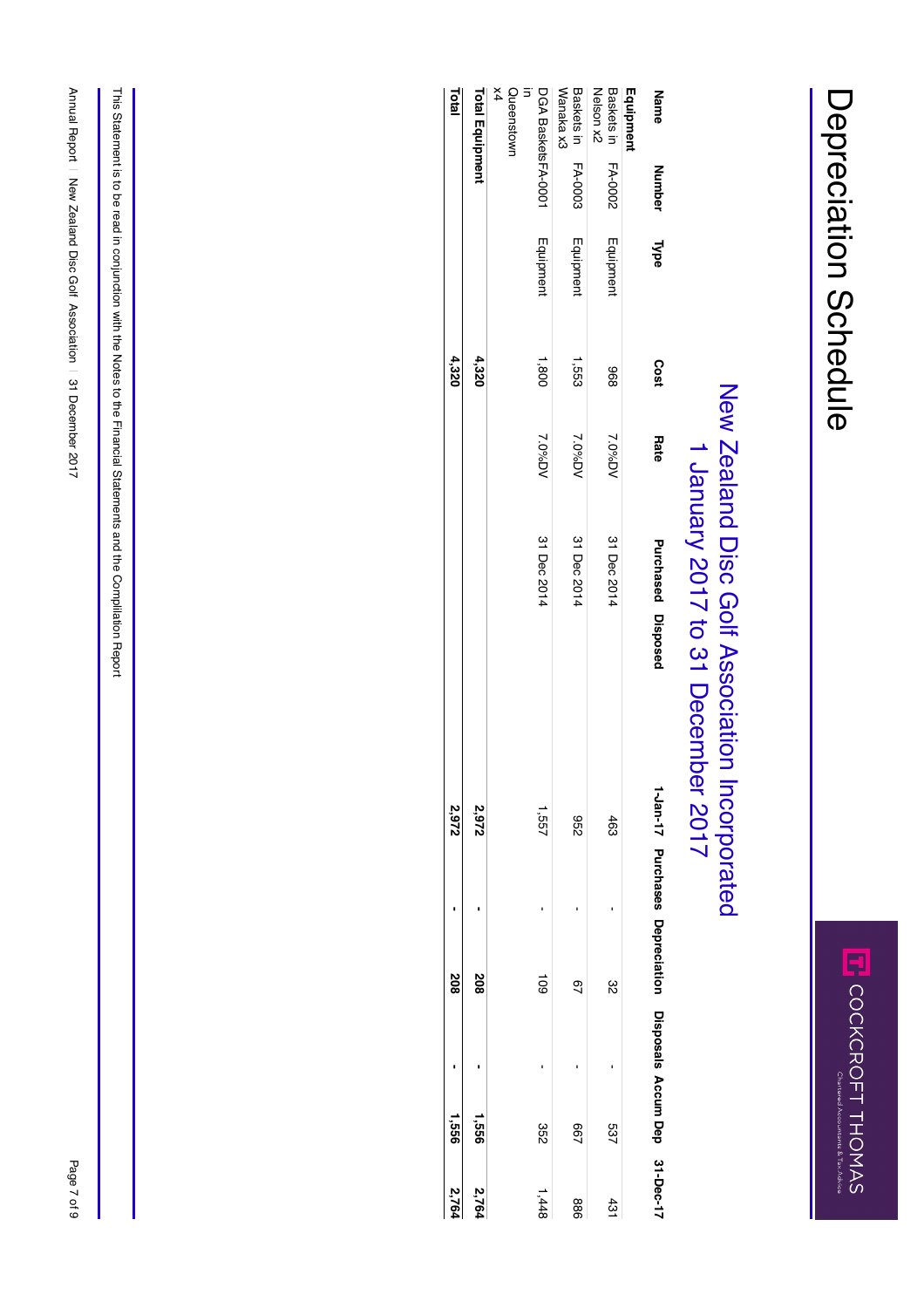# Depreciation Schedule

COCKCROFT THOMAS
Chartered Accountants & Tax Advice

## New Zealand Disc Golf Association Incorporated
## 1 January 2017 to 31 December 2017

| Name | Number | Type | Cost | Rate | Purchased | Disposed | 1-Jan-17 | Purchases | Depreciation | Disposals | Accum Dep | 31-Dec-17 |
|---|---|---|---|---|---|---|---|---|---|---|---|---|
| **Equipment** | | | | | | | | | | | | |
| Baskets in Nelson x2 | FA-0002 | Equipment | 968 | 7.0%DV | 31 Dec 2014 | | 463 | - | 32 | - | 537 | 431 |
| Baskets in Wanaka x3 | FA-0003 | Equipment | 1,553 | 7.0%DV | 31 Dec 2014 | | 952 | - | 67 | - | 667 | 886 |
| DGA Baskets in Queenstown x4 | FA-0001 | Equipment | 1,800 | 7.0%DV | 31 Dec 2014 | | 1,557 | - | 109 | - | 352 | 1,448 |
| **Total Equipment** | | | **4,320** | | | | **2,972** | **-** | **208** | **-** | **1,556** | **2,764** |
| **Total** | | | **4,320** | | | | **2,972** | **-** | **208** | **-** | **1,556** | **2,764** |

This Statement is to be read in conjunction with the Notes to the Financial Statements and the Compilation Report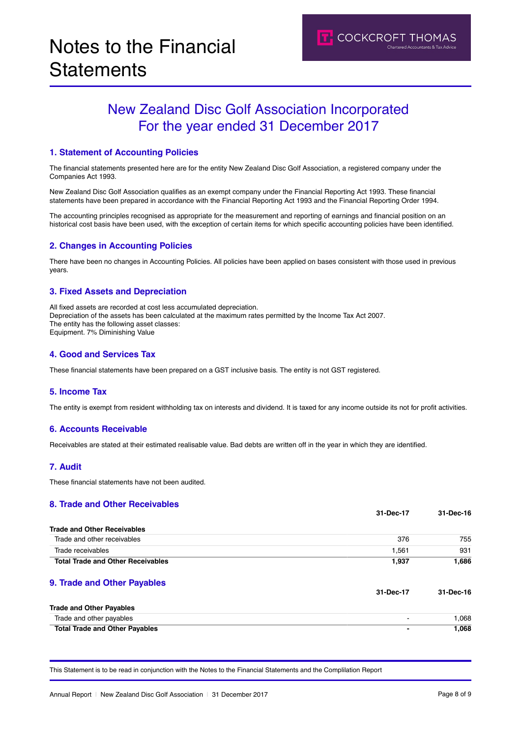# Notes to the Financial Statements

## New Zealand Disc Golf Association Incorporated
## For the year ended 31 December 2017

### 1. Statement of Accounting Policies

The financial statements presented here are for the entity New Zealand Disc Golf Association, a registered company under the Companies Act 1993.

New Zealand Disc Golf Association qualifies as an exempt company under the Financial Reporting Act 1993. These financial statements have been prepared in accordance with the Financial Reporting Act 1993 and the Financial Reporting Order 1994.

The accounting principles recognised as appropriate for the measurement and reporting of earnings and financial position on an historical cost basis have been used, with the exception of certain items for which specific accounting policies have been identified.

### 2. Changes in Accounting Policies

There have been no changes in Accounting Policies. All policies have been applied on bases consistent with those used in previous years.

### 3. Fixed Assets and Depreciation

All fixed assets are recorded at cost less accumulated depreciation.
Depreciation of the assets has been calculated at the maximum rates permitted by the Income Tax Act 2007.
The entity has the following asset classes:
Equipment. 7% Diminishing Value

### 4. Good and Services Tax

These financial statements have been prepared on a GST inclusive basis. The entity is not GST registered.

### 5. Income Tax

The entity is exempt from resident withholding tax on interests and dividend. It is taxed for any income outside its not for profit activities.

### 6. Accounts Receivable

Receivables are stated at their estimated realisable value. Bad debts are written off in the year in which they are identified.

### 7. Audit

These financial statements have not been audited.

### 8. Trade and Other Receivables

| | 31-Dec-17 | 31-Dec-16 |
|---|---|---|
| **Trade and Other Receivables** | | |
| Trade and other receivables | 376 | 755 |
| Trade receivables | 1,561 | 931 |
| **Total Trade and Other Receivables** | **1,937** | **1,686** |

### 9. Trade and Other Payables

| | 31-Dec-17 | 31-Dec-16 |
|---|---|---|
| **Trade and Other Payables** | | |
| Trade and other payables | - | 1,068 |
| **Total Trade and Other Payables** | **-** | **1,068** |

This Statement is to be read in conjunction with the Notes to the Financial Statements and the Compilation Report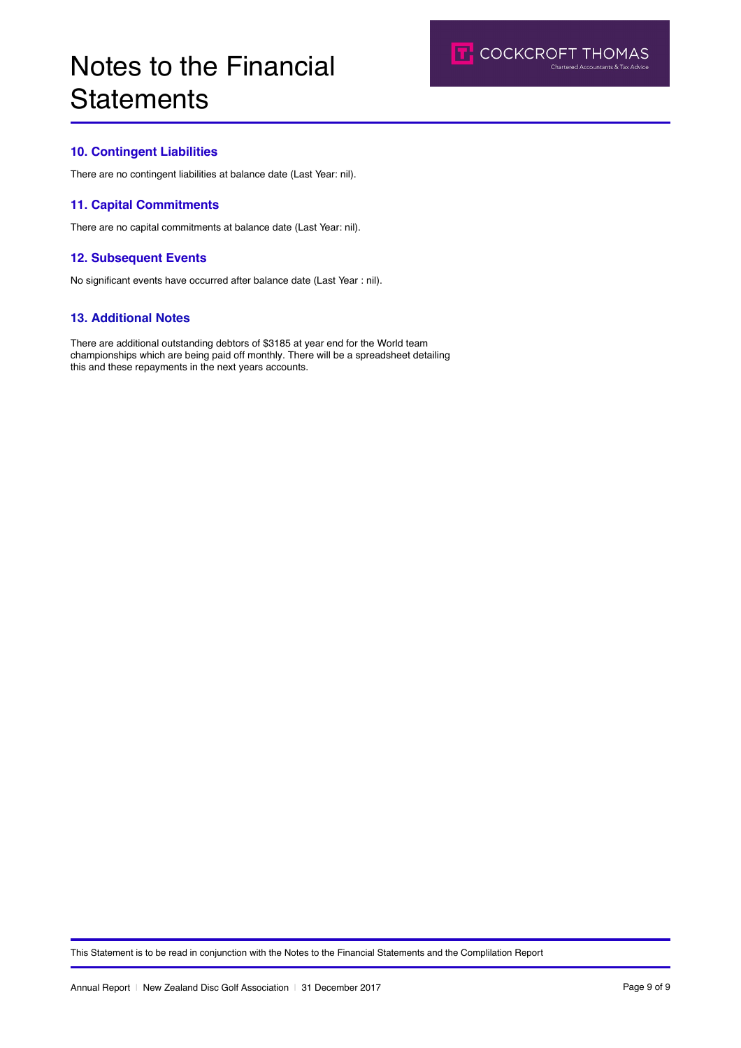# Notes to the Financial Statements

### 10. Contingent Liabilities

There are no contingent liabilities at balance date (Last Year: nil).

### 11. Capital Commitments

There are no capital commitments at balance date (Last Year: nil).

### 12. Subsequent Events

No significant events have occurred after balance date (Last Year : nil).

### 13. Additional Notes

There are additional outstanding debtors of $3185 at year end for the World team championships which are being paid off monthly. There will be a spreadsheet detailing this and these repayments in the next years accounts.

This Statement is to be read in conjunction with the Notes to the Financial Statements and the Complilation Report